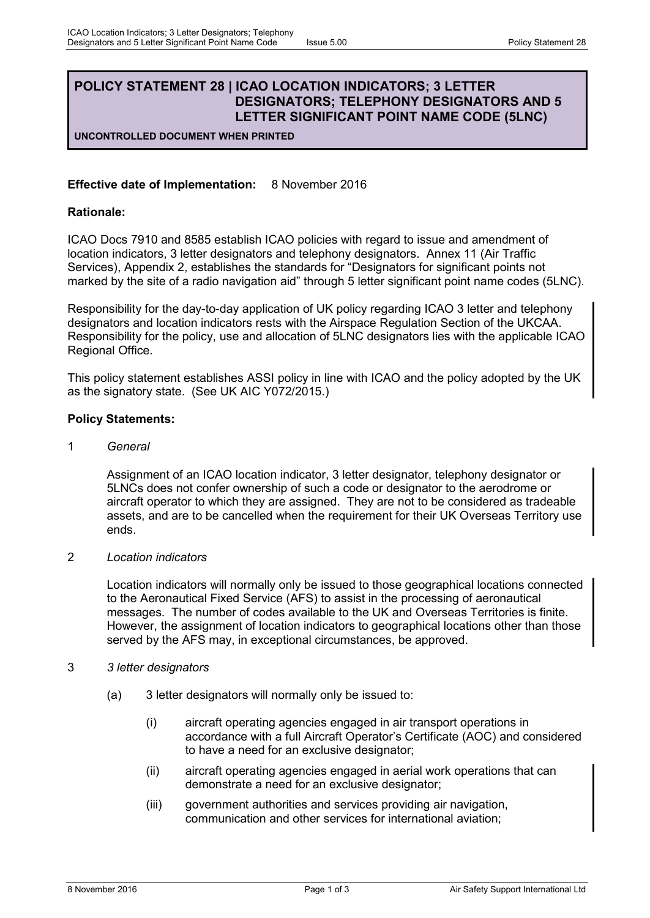# POLICY STATEMENT 28 | ICAO LOCATION INDICATORS; 3 LETTER DESIGNATORS; TELEPHONY DESIGNATORS AND 5 LETTER SIGNIFICANT POINT NAME CODE (5LNC)

**UNCONTROLLED DOCUMENT WHEN PRINTED**

**Effective date of Implementation:** 8 November 2016

**Rationale:**

ICAO Docs 7910 and 8585 establish ICAO policies with regard to issue and amendment of location indicators, 3 letter designators and telephony designators. Annex 11 (Air Traffic Services), Appendix 2, establishes the standards for "Designators for significant points not marked by the site of a radio navigation aid" through 5 letter significant point name codes (5LNC).

Responsibility for the day-to-day application of UK policy regarding ICAO 3 letter and telephony designators and location indicators rests with the Airspace Regulation Section of the UKCAA. Responsibility for the policy, use and allocation of 5LNC designators lies with the applicable ICAO Regional Office.

This policy statement establishes ASSI policy in line with ICAO and the policy adopted by the UK as the signatory state. (See UK AIC Y072/2015.)

**Policy Statements:**

1 *General*

Assignment of an ICAO location indicator, 3 letter designator, telephony designator or 5LNCs does not confer ownership of such a code or designator to the aerodrome or aircraft operator to which they are assigned. They are not to be considered as tradeable assets, and are to be cancelled when the requirement for their UK Overseas Territory use ends.

2 *Location indicators*

Location indicators will normally only be issued to those geographical locations connected to the Aeronautical Fixed Service (AFS) to assist in the processing of aeronautical messages. The number of codes available to the UK and Overseas Territories is finite. However, the assignment of location indicators to geographical locations other than those served by the AFS may, in exceptional circumstances, be approved.

3 *3 letter designators*

(a) 3 letter designators will normally only be issued to:

(i) aircraft operating agencies engaged in air transport operations in accordance with a full Aircraft Operator's Certificate (AOC) and considered to have a need for an exclusive designator;

(ii) aircraft operating agencies engaged in aerial work operations that can demonstrate a need for an exclusive designator;

(iii) government authorities and services providing air navigation, communication and other services for international aviation;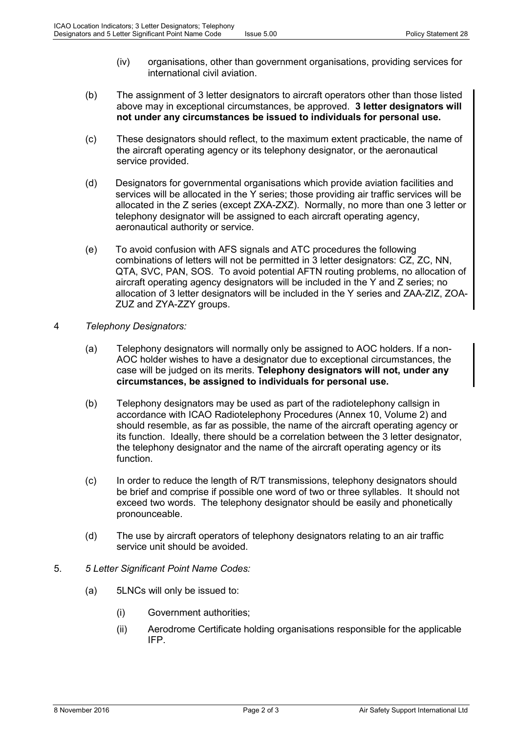(iv) organisations, other than government organisations, providing services for international civil aviation.

(b) The assignment of 3 letter designators to aircraft operators other than those listed above may in exceptional circumstances, be approved. **3 letter designators will not under any circumstances be issued to individuals for personal use.**

(c) These designators should reflect, to the maximum extent practicable, the name of the aircraft operating agency or its telephony designator, or the aeronautical service provided.

(d) Designators for governmental organisations which provide aviation facilities and services will be allocated in the Y series; those providing air traffic services will be allocated in the Z series (except ZXA-ZXZ). Normally, no more than one 3 letter or telephony designator will be assigned to each aircraft operating agency, aeronautical authority or service.

(e) To avoid confusion with AFS signals and ATC procedures the following combinations of letters will not be permitted in 3 letter designators: CZ, ZC, NN, QTA, SVC, PAN, SOS. To avoid potential AFTN routing problems, no allocation of aircraft operating agency designators will be included in the Y and Z series; no allocation of 3 letter designators will be included in the Y series and ZAA-ZIZ, ZOA-ZUZ and ZYA-ZZY groups.

4 *Telephony Designators:*

(a) Telephony designators will normally only be assigned to AOC holders. If a non-AOC holder wishes to have a designator due to exceptional circumstances, the case will be judged on its merits. **Telephony designators will not, under any circumstances, be assigned to individuals for personal use.**

(b) Telephony designators may be used as part of the radiotelephony callsign in accordance with ICAO Radiotelephony Procedures (Annex 10, Volume 2) and should resemble, as far as possible, the name of the aircraft operating agency or its function. Ideally, there should be a correlation between the 3 letter designator, the telephony designator and the name of the aircraft operating agency or its function.

(c) In order to reduce the length of R/T transmissions, telephony designators should be brief and comprise if possible one word of two or three syllables. It should not exceed two words. The telephony designator should be easily and phonetically pronounceable.

(d) The use by aircraft operators of telephony designators relating to an air traffic service unit should be avoided.

5. *5 Letter Significant Point Name Codes:*

(a) 5LNCs will only be issued to:

(i) Government authorities;

(ii) Aerodrome Certificate holding organisations responsible for the applicable IFP.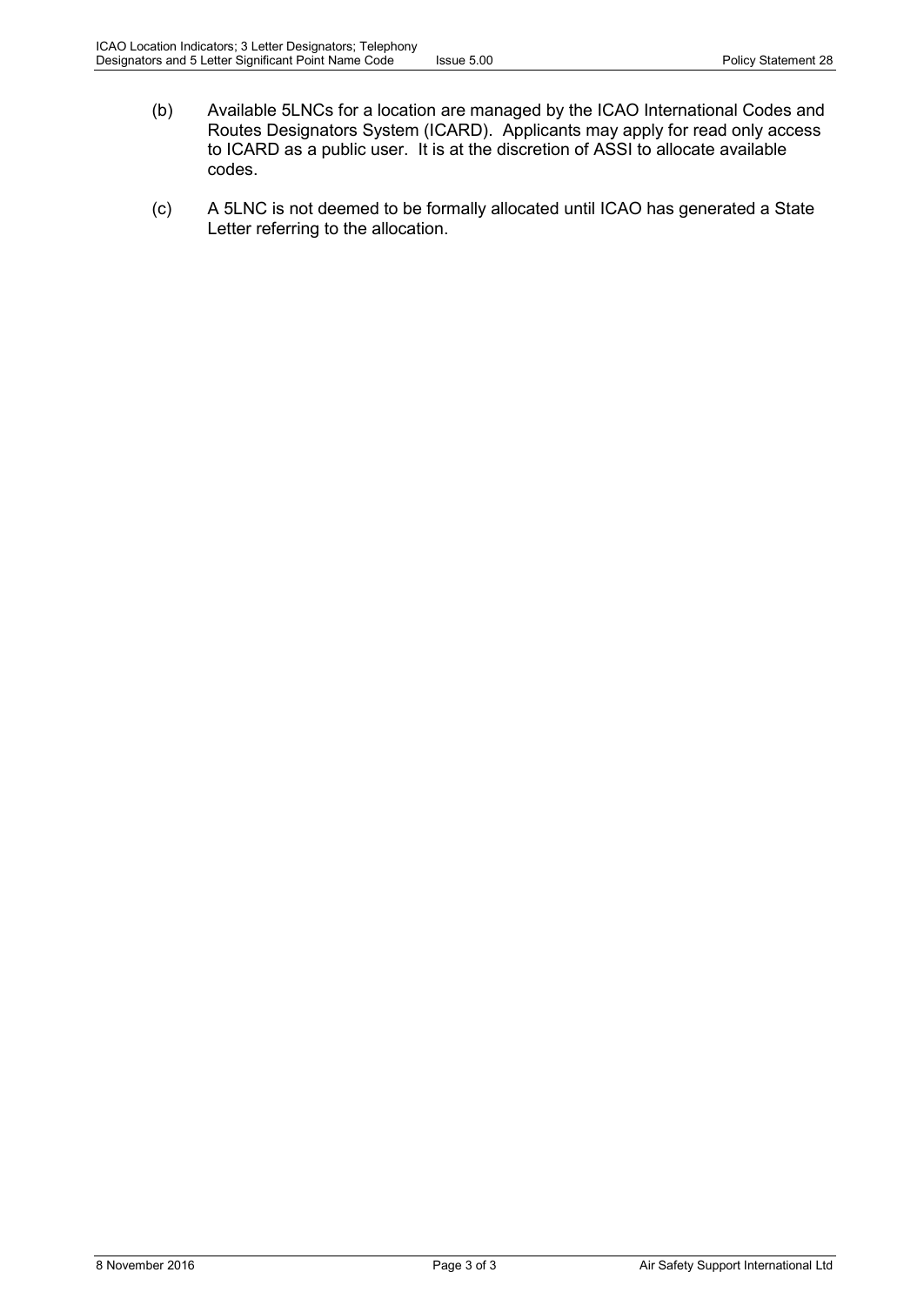(b) Available 5LNCs for a location are managed by the ICAO International Codes and Routes Designators System (ICARD). Applicants may apply for read only access to ICARD as a public user. It is at the discretion of ASSI to allocate available codes.

(c) A 5LNC is not deemed to be formally allocated until ICAO has generated a State Letter referring to the allocation.